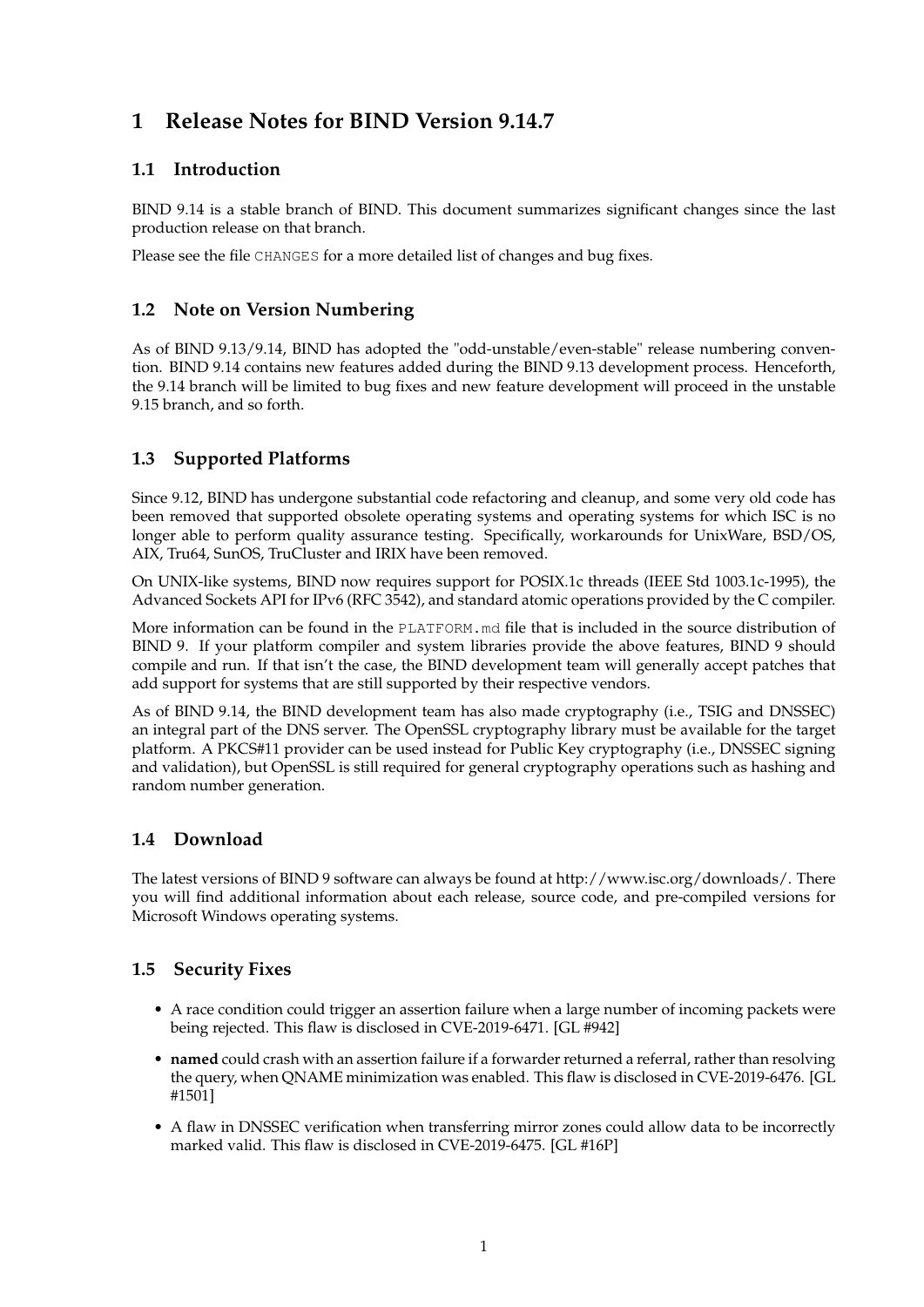# 1 Release Notes for BIND Version 9.14.7

## 1.1 Introduction

BIND 9.14 is a stable branch of BIND. This document summarizes significant changes since the last production release on that branch.

Please see the file `CHANGES` for a more detailed list of changes and bug fixes.

## 1.2 Note on Version Numbering

As of BIND 9.13/9.14, BIND has adopted the "odd-unstable/even-stable" release numbering convention. BIND 9.14 contains new features added during the BIND 9.13 development process. Henceforth, the 9.14 branch will be limited to bug fixes and new feature development will proceed in the unstable 9.15 branch, and so forth.

## 1.3 Supported Platforms

Since 9.12, BIND has undergone substantial code refactoring and cleanup, and some very old code has been removed that supported obsolete operating systems and operating systems for which ISC is no longer able to perform quality assurance testing. Specifically, workarounds for UnixWare, BSD/OS, AIX, Tru64, SunOS, TruCluster and IRIX have been removed.

On UNIX-like systems, BIND now requires support for POSIX.1c threads (IEEE Std 1003.1c-1995), the Advanced Sockets API for IPv6 (RFC 3542), and standard atomic operations provided by the C compiler.

More information can be found in the `PLATFORM.md` file that is included in the source distribution of BIND 9. If your platform compiler and system libraries provide the above features, BIND 9 should compile and run. If that isn't the case, the BIND development team will generally accept patches that add support for systems that are still supported by their respective vendors.

As of BIND 9.14, the BIND development team has also made cryptography (i.e., TSIG and DNSSEC) an integral part of the DNS server. The OpenSSL cryptography library must be available for the target platform. A PKCS#11 provider can be used instead for Public Key cryptography (i.e., DNSSEC signing and validation), but OpenSSL is still required for general cryptography operations such as hashing and random number generation.

## 1.4 Download

The latest versions of BIND 9 software can always be found at http://www.isc.org/downloads/. There you will find additional information about each release, source code, and pre-compiled versions for Microsoft Windows operating systems.

## 1.5 Security Fixes

- A race condition could trigger an assertion failure when a large number of incoming packets were being rejected. This flaw is disclosed in CVE-2019-6471. [GL #942]
- **named** could crash with an assertion failure if a forwarder returned a referral, rather than resolving the query, when QNAME minimization was enabled. This flaw is disclosed in CVE-2019-6476. [GL #1501]
- A flaw in DNSSEC verification when transferring mirror zones could allow data to be incorrectly marked valid. This flaw is disclosed in CVE-2019-6475. [GL #16P]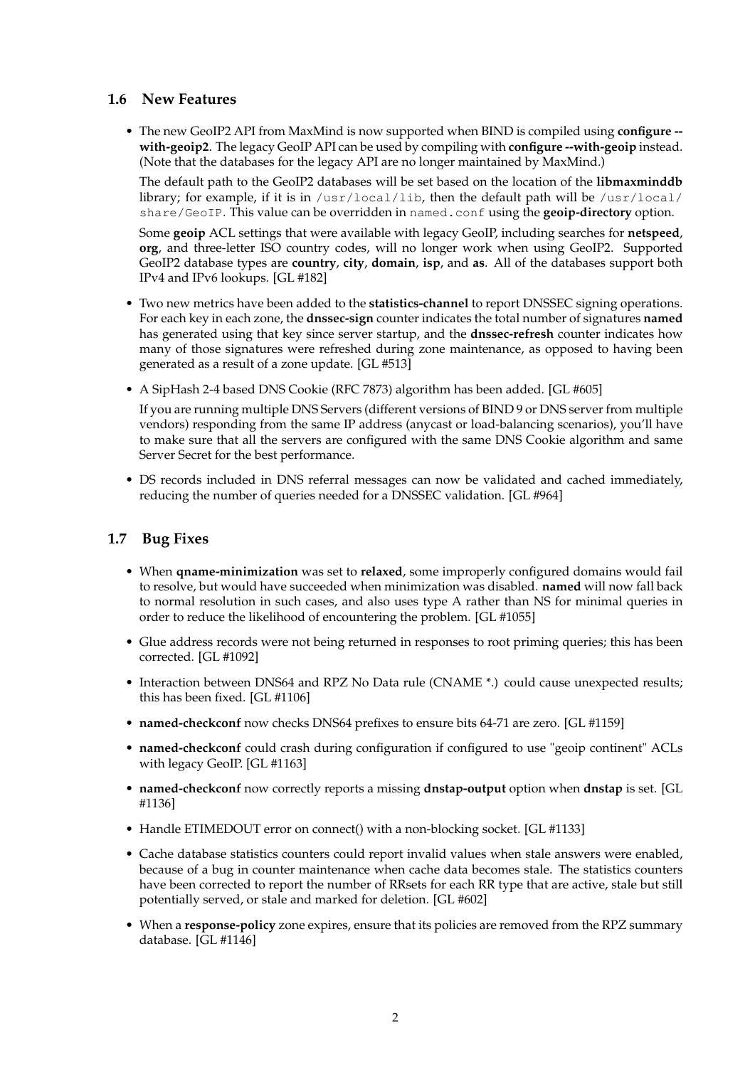## 1.6 New Features

- The new GeoIP2 API from MaxMind is now supported when BIND is compiled using **configure --with-geoip2**. The legacy GeoIP API can be used by compiling with **configure --with-geoip** instead. (Note that the databases for the legacy API are no longer maintained by MaxMind.)

  The default path to the GeoIP2 databases will be set based on the location of the **libmaxminddb** library; for example, if it is in `/usr/local/lib`, then the default path will be `/usr/local/share/GeoIP`. This value can be overridden in `named.conf` using the **geoip-directory** option.

  Some **geoip** ACL settings that were available with legacy GeoIP, including searches for **netspeed**, **org**, and three-letter ISO country codes, will no longer work when using GeoIP2. Supported GeoIP2 database types are **country**, **city**, **domain**, **isp**, and **as**. All of the databases support both IPv4 and IPv6 lookups. [GL #182]

- Two new metrics have been added to the **statistics-channel** to report DNSSEC signing operations. For each key in each zone, the **dnssec-sign** counter indicates the total number of signatures **named** has generated using that key since server startup, and the **dnssec-refresh** counter indicates how many of those signatures were refreshed during zone maintenance, as opposed to having been generated as a result of a zone update. [GL #513]

- A SipHash 2-4 based DNS Cookie (RFC 7873) algorithm has been added. [GL #605]

  If you are running multiple DNS Servers (different versions of BIND 9 or DNS server from multiple vendors) responding from the same IP address (anycast or load-balancing scenarios), you'll have to make sure that all the servers are configured with the same DNS Cookie algorithm and same Server Secret for the best performance.

- DS records included in DNS referral messages can now be validated and cached immediately, reducing the number of queries needed for a DNSSEC validation. [GL #964]

## 1.7 Bug Fixes

- When **qname-minimization** was set to **relaxed**, some improperly configured domains would fail to resolve, but would have succeeded when minimization was disabled. **named** will now fall back to normal resolution in such cases, and also uses type A rather than NS for minimal queries in order to reduce the likelihood of encountering the problem. [GL #1055]

- Glue address records were not being returned in responses to root priming queries; this has been corrected. [GL #1092]

- Interaction between DNS64 and RPZ No Data rule (CNAME *.) could cause unexpected results; this has been fixed. [GL #1106]

- **named-checkconf** now checks DNS64 prefixes to ensure bits 64-71 are zero. [GL #1159]

- **named-checkconf** could crash during configuration if configured to use "geoip continent" ACLs with legacy GeoIP. [GL #1163]

- **named-checkconf** now correctly reports a missing **dnstap-output** option when **dnstap** is set. [GL #1136]

- Handle ETIMEDOUT error on connect() with a non-blocking socket. [GL #1133]

- Cache database statistics counters could report invalid values when stale answers were enabled, because of a bug in counter maintenance when cache data becomes stale. The statistics counters have been corrected to report the number of RRsets for each RR type that are active, stale but still potentially served, or stale and marked for deletion. [GL #602]

- When a **response-policy** zone expires, ensure that its policies are removed from the RPZ summary database. [GL #1146]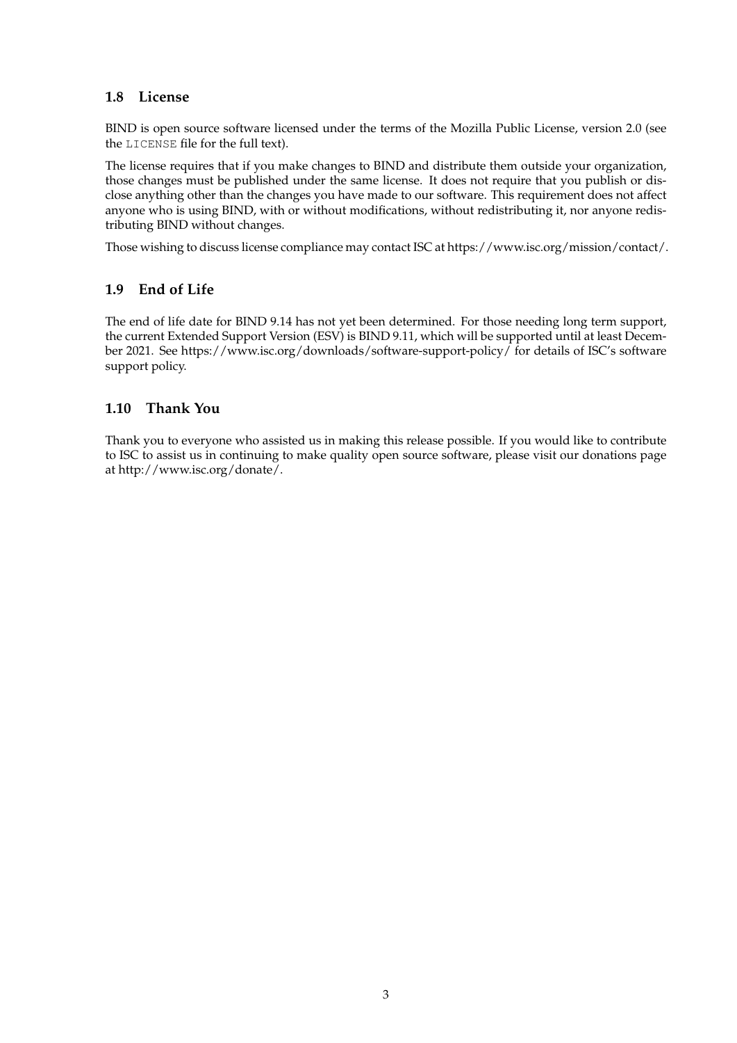## 1.8 License

BIND is open source software licensed under the terms of the Mozilla Public License, version 2.0 (see the `LICENSE` file for the full text).

The license requires that if you make changes to BIND and distribute them outside your organization, those changes must be published under the same license. It does not require that you publish or disclose anything other than the changes you have made to our software. This requirement does not affect anyone who is using BIND, with or without modifications, without redistributing it, nor anyone redistributing BIND without changes.

Those wishing to discuss license compliance may contact ISC at https://www.isc.org/mission/contact/.

## 1.9 End of Life

The end of life date for BIND 9.14 has not yet been determined. For those needing long term support, the current Extended Support Version (ESV) is BIND 9.11, which will be supported until at least December 2021. See https://www.isc.org/downloads/software-support-policy/ for details of ISC's software support policy.

## 1.10 Thank You

Thank you to everyone who assisted us in making this release possible. If you would like to contribute to ISC to assist us in continuing to make quality open source software, please visit our donations page at http://www.isc.org/donate/.